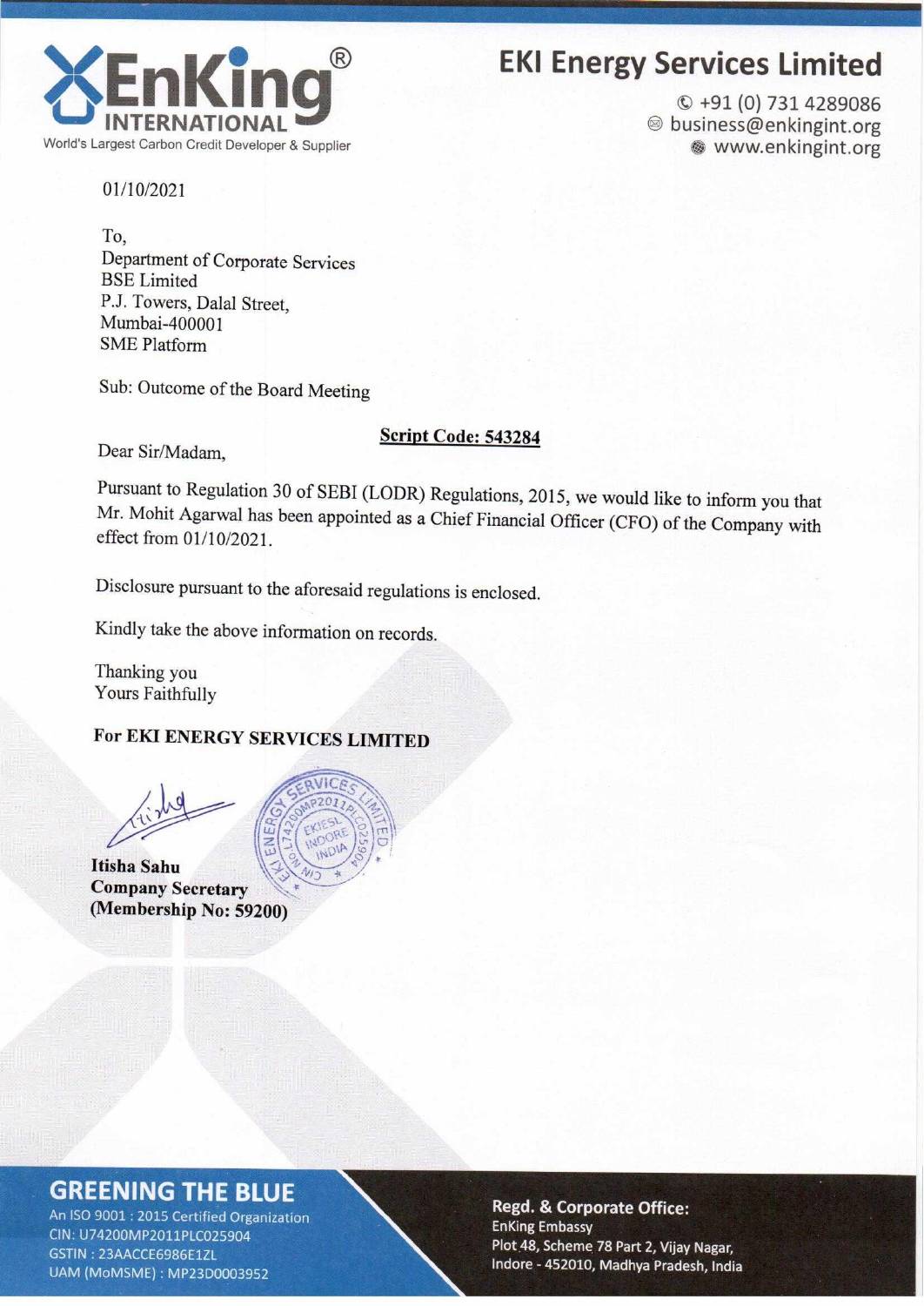# EKI Energy Services Limited

EnKing INTERNATIONAL
World's Largest Carbon Credit Developer & Supplier

+91 (0) 731 4289086
business@enkingint.org
www.enkingint.org

01/10/2021

To,
Department of Corporate Services
BSE Limited
P.J. Towers, Dalal Street,
Mumbai-400001
SME Platform

Sub: Outcome of the Board Meeting

**Script Code: 543284**

Dear Sir/Madam,

Pursuant to Regulation 30 of SEBI (LODR) Regulations, 2015, we would like to inform you that Mr. Mohit Agarwal has been appointed as a Chief Financial Officer (CFO) of the Company with effect from 01/10/2021.

Disclosure pursuant to the aforesaid regulations is enclosed.

Kindly take the above information on records.

Thanking you
Yours Faithfully

**For EKI ENERGY SERVICES LIMITED**

**Itisha Sahu**
**Company Secretary**
**(Membership No: 59200)**

## GREENING THE BLUE

An ISO 9001 : 2015 Certified Organization
CIN: U74200MP2011PLC025904
GSTIN : 23AACCE6986E1ZL
UAM (MoMSME) : MP23D0003952

**Regd. & Corporate Office:**
EnKing Embassy
Plot 48, Scheme 78 Part 2, Vijay Nagar,
Indore - 452010, Madhya Pradesh, India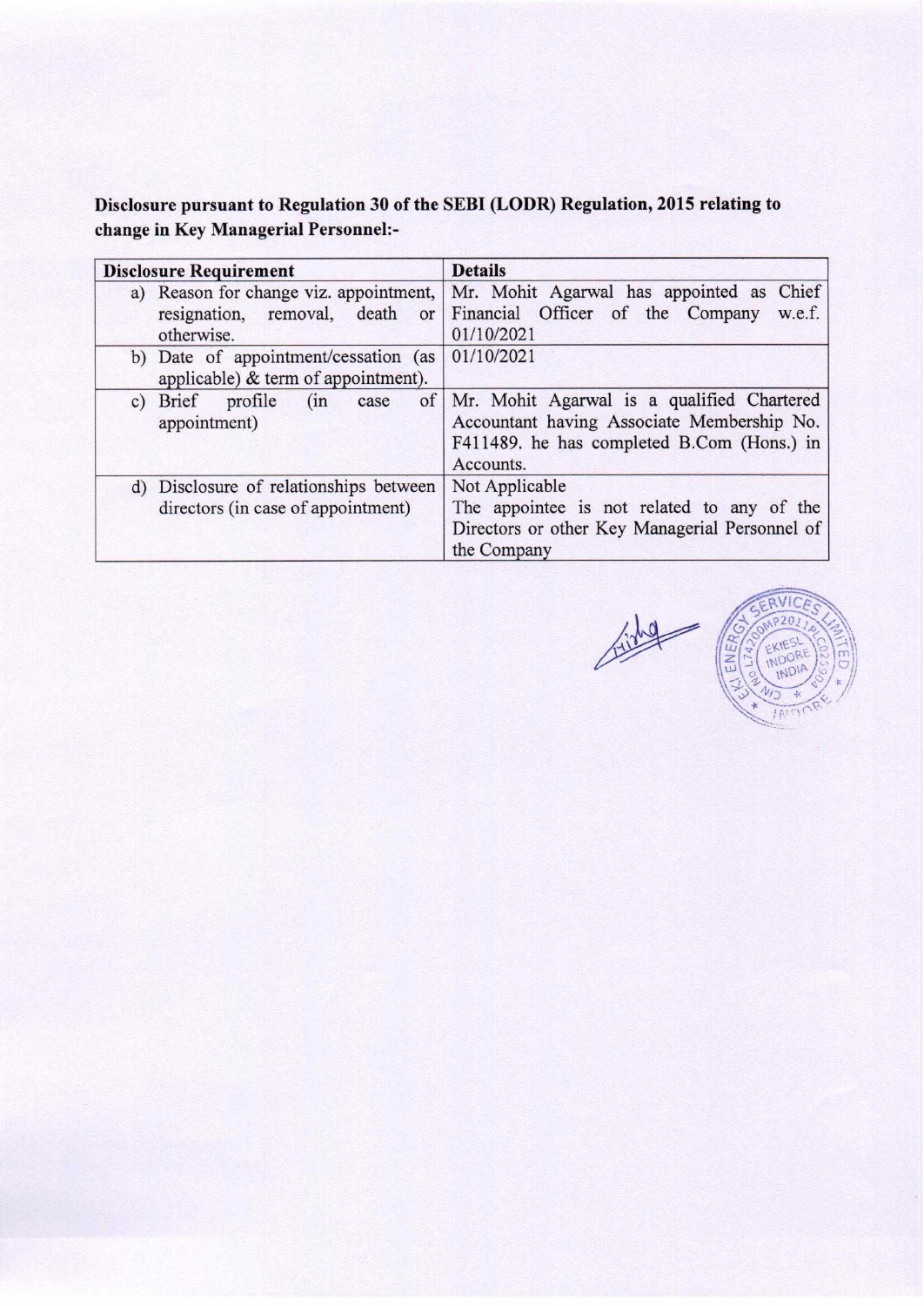**Disclosure pursuant to Regulation 30 of the SEBI (LODR) Regulation, 2015 relating to change in Key Managerial Personnel:-**

| Disclosure Requirement | Details |
|---|---|
| a) Reason for change viz. appointment, resignation, removal, death or otherwise. | Mr. Mohit Agarwal has appointed as Chief Financial Officer of the Company w.e.f. 01/10/2021 |
| b) Date of appointment/cessation (as applicable) & term of appointment). | 01/10/2021 |
| c) Brief profile (in case of appointment) | Mr. Mohit Agarwal is a qualified Chartered Accountant having Associate Membership No. F411489. he has completed B.Com (Hons.) in Accounts. |
| d) Disclosure of relationships between directors (in case of appointment) | Not Applicable<br>The appointee is not related to any of the Directors or other Key Managerial Personnel of the Company |